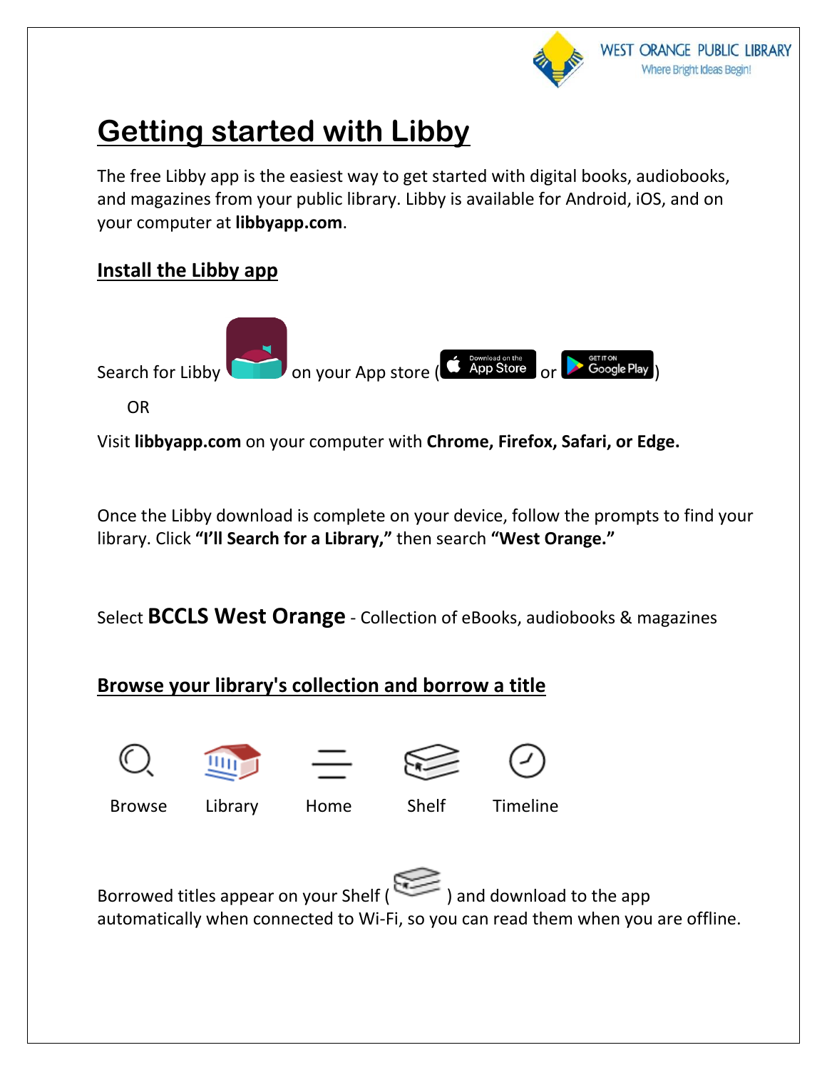WEST ORANGE PUBLIC LIBRARY
Where Bright Ideas Begin!

# Getting started with Libby

The free Libby app is the easiest way to get started with digital books, audiobooks, and magazines from your public library. Libby is available for Android, iOS, and on your computer at **libbyapp.com**.

## Install the Libby app

Search for Libby on your App store (App Store or Google Play)

OR

Visit **libbyapp.com** on your computer with **Chrome, Firefox, Safari, or Edge.**

Once the Libby download is complete on your device, follow the prompts to find your library. Click **"I'll Search for a Library,"** then search **"West Orange."**

Select **BCCLS West Orange** - Collection of eBooks, audiobooks & magazines

## Browse your library's collection and borrow a title

Browse | Library | Home | Shelf | Timeline

Borrowed titles appear on your Shelf ( ) and download to the app automatically when connected to Wi-Fi, so you can read them when you are offline.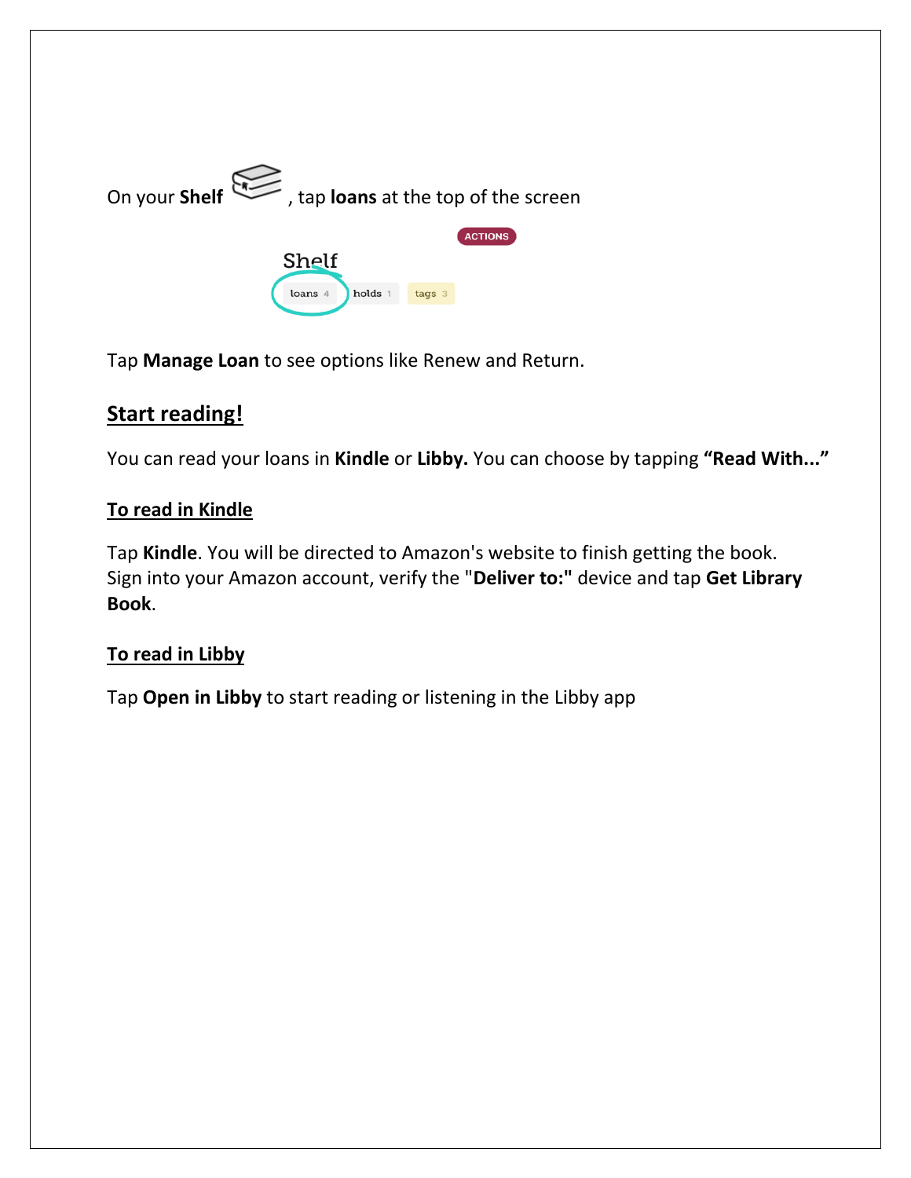On your **Shelf**, tap **loans** at the top of the screen

ACTIONS

Shelf

loans 4 holds 1 tags 3

Tap **Manage Loan** to see options like Renew and Return.

## Start reading!

You can read your loans in **Kindle** or **Libby.** You can choose by tapping **"Read With..."**

### To read in Kindle

Tap **Kindle**. You will be directed to Amazon's website to finish getting the book. Sign into your Amazon account, verify the "**Deliver to:**" device and tap **Get Library Book**.

### To read in Libby

Tap **Open in Libby** to start reading or listening in the Libby app